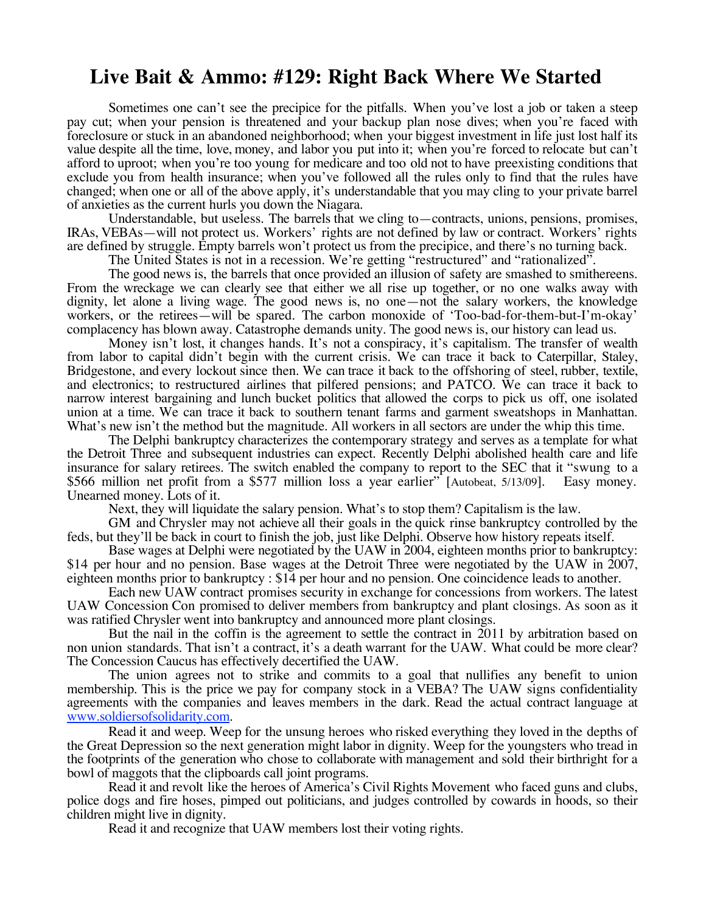# Live Bait & Ammo: #129: Right Back Where We Started

Sometimes one can't see the precipice for the pitfalls. When you've lost a job or taken a steep pay cut; when your pension is threatened and your backup plan nose dives; when you're faced with foreclosure or stuck in an abandoned neighborhood; when your biggest investment in life just lost half its value despite all the time, love, money, and labor you put into it; when you're forced to relocate but can't afford to uproot; when you're too young for medicare and too old not to have preexisting conditions that exclude you from health insurance; when you've followed all the rules only to find that the rules have changed; when one or all of the above apply, it's understandable that you may cling to your private barrel of anxieties as the current hurls you down the Niagara.

Understandable, but useless. The barrels that we cling to—contracts, unions, pensions, promises, IRAs, VEBAs—will not protect us. Workers' rights are not defined by law or contract. Workers' rights are defined by struggle. Empty barrels won't protect us from the precipice, and there's no turning back.

The United States is not in a recession. We're getting "restructured" and "rationalized".

The good news is, the barrels that once provided an illusion of safety are smashed to smithereens. From the wreckage we can clearly see that either we all rise up together, or no one walks away with dignity, let alone a living wage. The good news is, no one—not the salary workers, the knowledge workers, or the retirees—will be spared. The carbon monoxide of 'Too-bad-for-them-but-I'm-okay' complacency has blown away. Catastrophe demands unity. The good news is, our history can lead us.

Money isn't lost, it changes hands. It's not a conspiracy, it's capitalism. The transfer of wealth from labor to capital didn't begin with the current crisis. We can trace it back to Caterpillar, Staley, Bridgestone, and every lockout since then. We can trace it back to the offshoring of steel, rubber, textile, and electronics; to restructured airlines that pilfered pensions; and PATCO. We can trace it back to narrow interest bargaining and lunch bucket politics that allowed the corps to pick us off, one isolated union at a time. We can trace it back to southern tenant farms and garment sweatshops in Manhattan. What's new isn't the method but the magnitude. All workers in all sectors are under the whip this time.

The Delphi bankruptcy characterizes the contemporary strategy and serves as a template for what the Detroit Three and subsequent industries can expect. Recently Delphi abolished health care and life insurance for salary retirees. The switch enabled the company to report to the SEC that it "swung to a $566 million net profit from a $577 million loss a year earlier" [Autobeat, 5/13/09]. Easy money. Unearned money. Lots of it.

Next, they will liquidate the salary pension. What's to stop them? Capitalism is the law.

GM and Chrysler may not achieve all their goals in the quick rinse bankruptcy controlled by the feds, but they'll be back in court to finish the job, just like Delphi. Observe how history repeats itself.

Base wages at Delphi were negotiated by the UAW in 2004, eighteen months prior to bankruptcy: $14 per hour and no pension. Base wages at the Detroit Three were negotiated by the UAW in 2007, eighteen months prior to bankruptcy : $14 per hour and no pension. One coincidence leads to another.

Each new UAW contract promises security in exchange for concessions from workers. The latest UAW Concession Con promised to deliver members from bankruptcy and plant closings. As soon as it was ratified Chrysler went into bankruptcy and announced more plant closings.

But the nail in the coffin is the agreement to settle the contract in 2011 by arbitration based on non union standards. That isn't a contract, it's a death warrant for the UAW. What could be more clear? The Concession Caucus has effectively decertified the UAW.

The union agrees not to strike and commits to a goal that nullifies any benefit to union membership. This is the price we pay for company stock in a VEBA? The UAW signs confidentiality agreements with the companies and leaves members in the dark. Read the actual contract language at [www.soldiersofsolidarity.com](http://www.soldiersofsolidarity.com).

Read it and weep. Weep for the unsung heroes who risked everything they loved in the depths of the Great Depression so the next generation might labor in dignity. Weep for the youngsters who tread in the footprints of the generation who chose to collaborate with management and sold their birthright for a bowl of maggots that the clipboards call joint programs.

Read it and revolt like the heroes of America's Civil Rights Movement who faced guns and clubs, police dogs and fire hoses, pimped out politicians, and judges controlled by cowards in hoods, so their children might live in dignity.

Read it and recognize that UAW members lost their voting rights.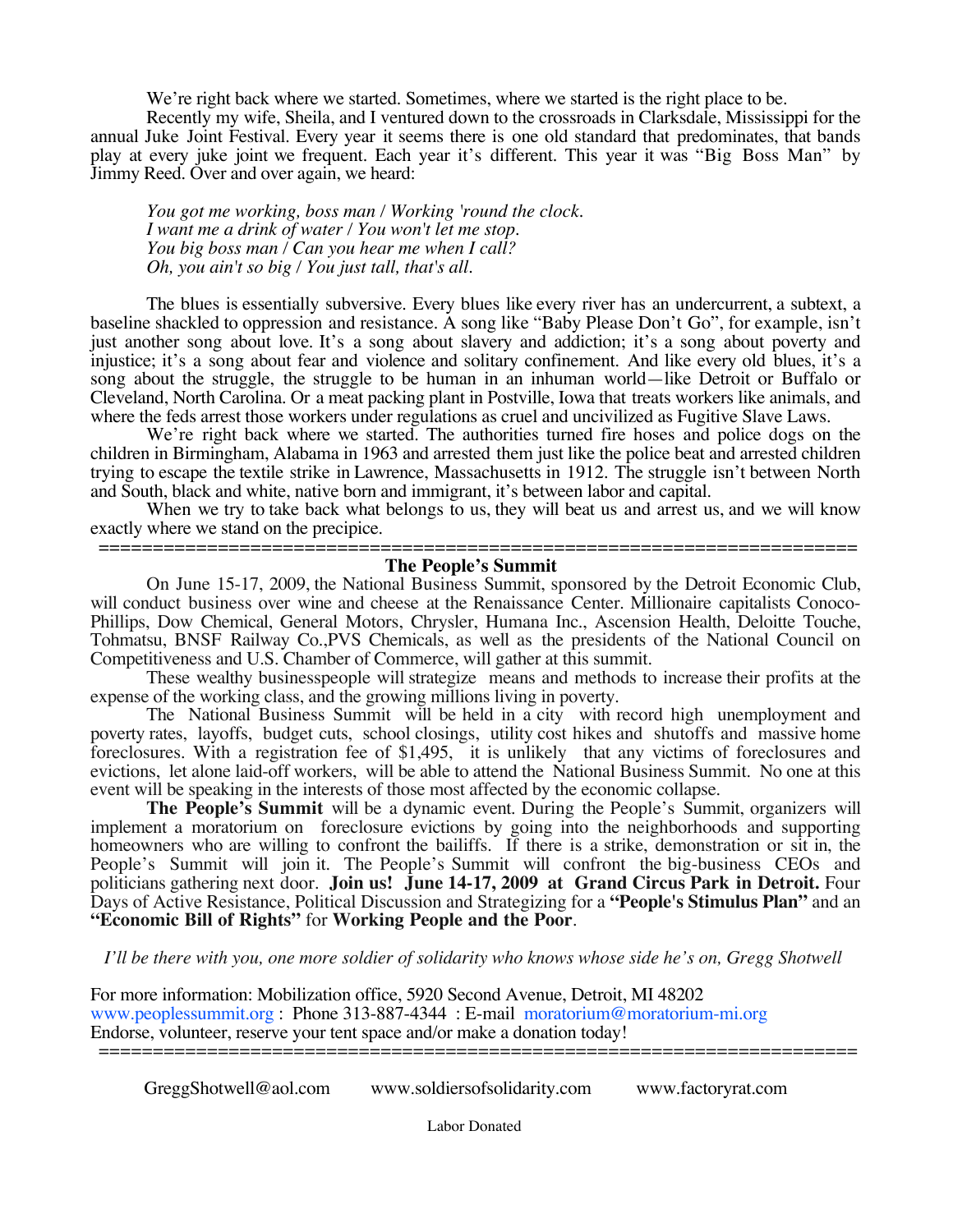We're right back where we started. Sometimes, where we started is the right place to be.

Recently my wife, Sheila, and I ventured down to the crossroads in Clarksdale, Mississippi for the annual Juke Joint Festival. Every year it seems there is one old standard that predominates, that bands play at every juke joint we frequent. Each year it's different. This year it was "Big Boss Man" by Jimmy Reed. Over and over again, we heard:

*You got me working, boss man / Working 'round the clock.*
*I want me a drink of water / You won't let me stop.*
*You big boss man / Can you hear me when I call?*
*Oh, you ain't so big / You just tall, that's all.*

The blues is essentially subversive. Every blues like every river has an undercurrent, a subtext, a baseline shackled to oppression and resistance. A song like "Baby Please Don't Go", for example, isn't just another song about love. It's a song about slavery and addiction; it's a song about poverty and injustice; it's a song about fear and violence and solitary confinement. And like every old blues, it's a song about the struggle, the struggle to be human in an inhuman world—like Detroit or Buffalo or Cleveland, North Carolina. Or a meat packing plant in Postville, Iowa that treats workers like animals, and where the feds arrest those workers under regulations as cruel and uncivilized as Fugitive Slave Laws.

We're right back where we started. The authorities turned fire hoses and police dogs on the children in Birmingham, Alabama in 1963 and arrested them just like the police beat and arrested children trying to escape the textile strike in Lawrence, Massachusetts in 1912. The struggle isn't between North and South, black and white, native born and immigrant, it's between labor and capital.

When we try to take back what belongs to us, they will beat us and arrest us, and we will know exactly where we stand on the precipice.

======================================================================

**The People's Summit**

On June 15-17, 2009, the National Business Summit, sponsored by the Detroit Economic Club, will conduct business over wine and cheese at the Renaissance Center. Millionaire capitalists Conoco-Phillips, Dow Chemical, General Motors, Chrysler, Humana Inc., Ascension Health, Deloitte Touche, Tohmatsu, BNSF Railway Co.,PVS Chemicals, as well as the presidents of the National Council on Competitiveness and U.S. Chamber of Commerce, will gather at this summit.

These wealthy businesspeople will strategize means and methods to increase their profits at the expense of the working class, and the growing millions living in poverty.

The National Business Summit will be held in a city with record high unemployment and poverty rates, layoffs, budget cuts, school closings, utility cost hikes and shutoffs and massive home foreclosures. With a registration fee of $1,495, it is unlikely that any victims of foreclosures and evictions, let alone laid-off workers, will be able to attend the National Business Summit. No one at this event will be speaking in the interests of those most affected by the economic collapse.

**The People's Summit** will be a dynamic event. During the People's Summit, organizers will implement a moratorium on foreclosure evictions by going into the neighborhoods and supporting homeowners who are willing to confront the bailiffs. If there is a strike, demonstration or sit in, the People's Summit will join it. The People's Summit will confront the big-business CEOs and politicians gathering next door. **Join us! June 14-17, 2009 at Grand Circus Park in Detroit.** Four Days of Active Resistance, Political Discussion and Strategizing for a **"People's Stimulus Plan"** and an **"Economic Bill of Rights"** for **Working People and the Poor**.

*I'll be there with you, one more soldier of solidarity who knows whose side he's on, Gregg Shotwell*

For more information: Mobilization office, 5920 Second Avenue, Detroit, MI 48202
www.peoplessummit.org : Phone 313-887-4344 : E-mail moratorium@moratorium-mi.org
Endorse, volunteer, reserve your tent space and/or make a donation today!

======================================================================

GreggShotwell@aol.com www.soldiersofsolidarity.com www.factoryrat.com

Labor Donated